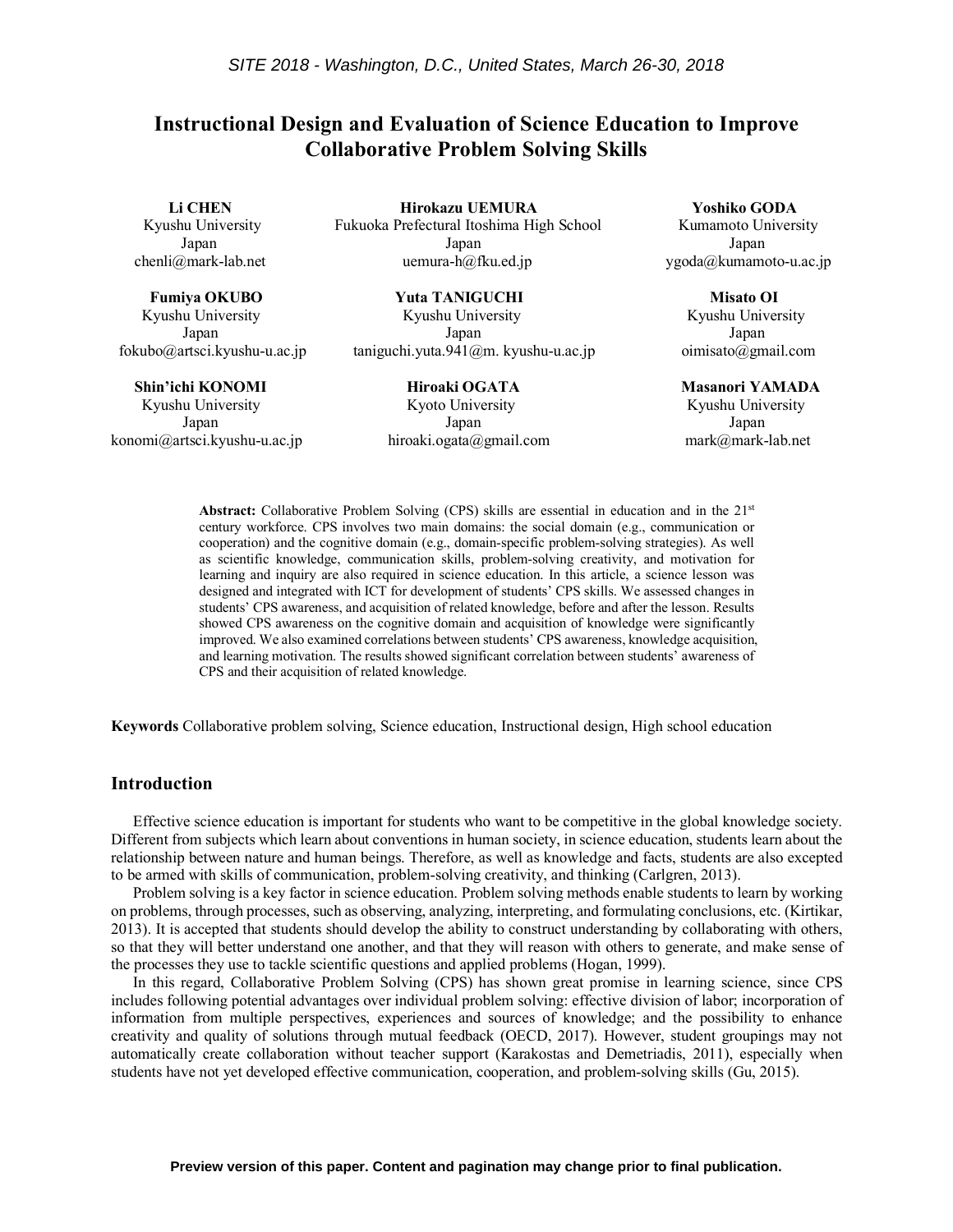# Instructional Design and Evaluation of Science Education to Improve Collaborative Problem Solving Skills

**Li CHEN**
Kyushu University
Japan
chenli@mark-lab.net

**Hirokazu UEMURA**
Fukuoka Prefectural Itoshima High School
Japan
uemura-h@fku.ed.jp

**Yoshiko GODA**
Kumamoto University
Japan
ygoda@kumamoto-u.ac.jp

**Fumiya OKUBO**
Kyushu University
Japan
fokubo@artsci.kyushu-u.ac.jp

**Yuta TANIGUCHI**
Kyushu University
Japan
taniguchi.yuta.941@m. kyushu-u.ac.jp

**Misato OI**
Kyushu University
Japan
oimisato@gmail.com

**Shin'ichi KONOMI**
Kyushu University
Japan
konomi@artsci.kyushu-u.ac.jp

**Hiroaki OGATA**
Kyoto University
Japan
hiroaki.ogata@gmail.com

**Masanori YAMADA**
Kyushu University
Japan
mark@mark-lab.net

**Abstract:** Collaborative Problem Solving (CPS) skills are essential in education and in the 21st century workforce. CPS involves two main domains: the social domain (e.g., communication or cooperation) and the cognitive domain (e.g., domain-specific problem-solving strategies). As well as scientific knowledge, communication skills, problem-solving creativity, and motivation for learning and inquiry are also required in science education. In this article, a science lesson was designed and integrated with ICT for development of students' CPS skills. We assessed changes in students' CPS awareness, and acquisition of related knowledge, before and after the lesson. Results showed CPS awareness on the cognitive domain and acquisition of knowledge were significantly improved. We also examined correlations between students' CPS awareness, knowledge acquisition, and learning motivation. The results showed significant correlation between students' awareness of CPS and their acquisition of related knowledge.

**Keywords** Collaborative problem solving, Science education, Instructional design, High school education

## Introduction

Effective science education is important for students who want to be competitive in the global knowledge society. Different from subjects which learn about conventions in human society, in science education, students learn about the relationship between nature and human beings. Therefore, as well as knowledge and facts, students are also excepted to be armed with skills of communication, problem-solving creativity, and thinking (Carlgren, 2013).

Problem solving is a key factor in science education. Problem solving methods enable students to learn by working on problems, through processes, such as observing, analyzing, interpreting, and formulating conclusions, etc. (Kirtikar, 2013). It is accepted that students should develop the ability to construct understanding by collaborating with others, so that they will better understand one another, and that they will reason with others to generate, and make sense of the processes they use to tackle scientific questions and applied problems (Hogan, 1999).

In this regard, Collaborative Problem Solving (CPS) has shown great promise in learning science, since CPS includes following potential advantages over individual problem solving: effective division of labor; incorporation of information from multiple perspectives, experiences and sources of knowledge; and the possibility to enhance creativity and quality of solutions through mutual feedback (OECD, 2017). However, student groupings may not automatically create collaboration without teacher support (Karakostas and Demetriadis, 2011), especially when students have not yet developed effective communication, cooperation, and problem-solving skills (Gu, 2015).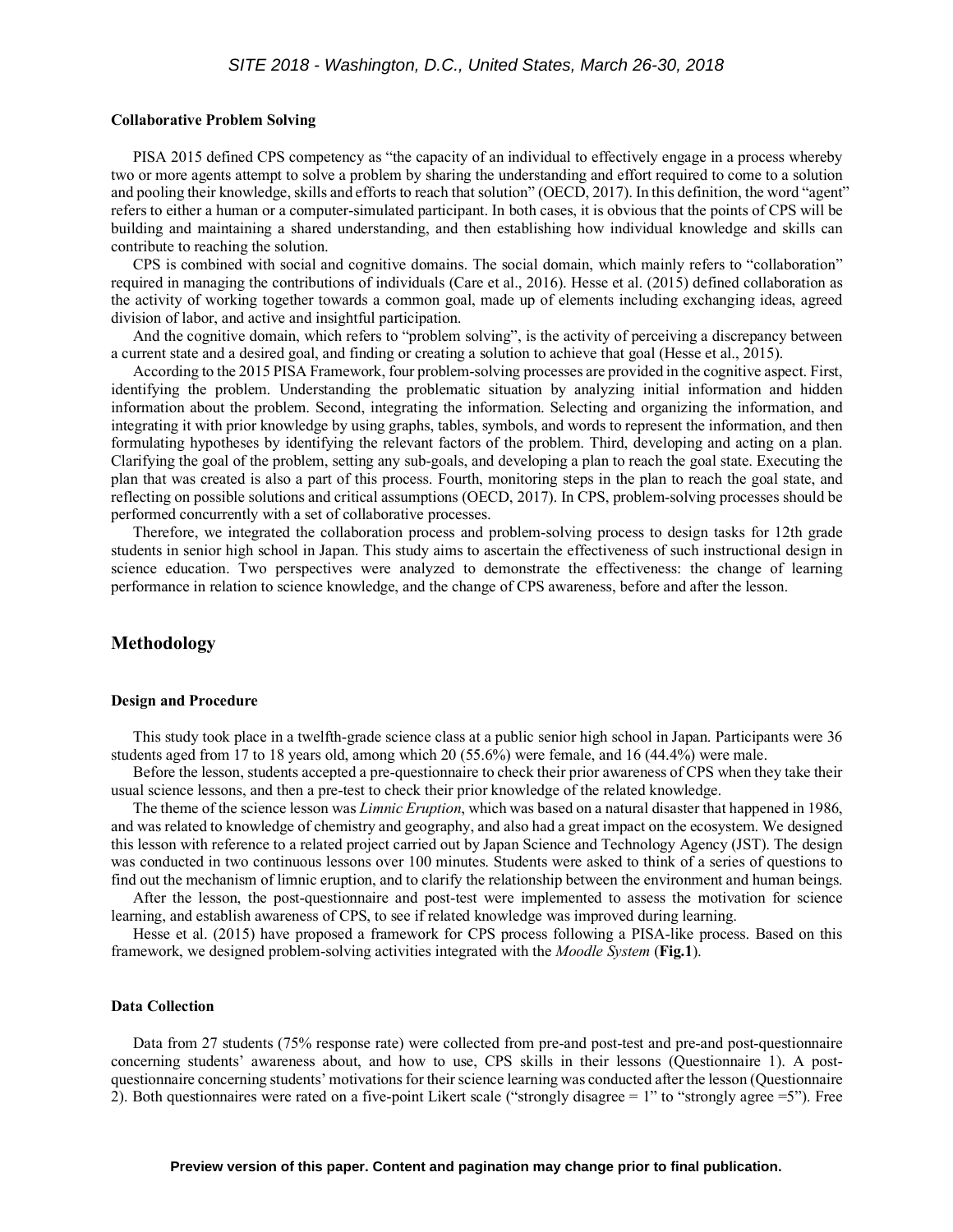### Collaborative Problem Solving

PISA 2015 defined CPS competency as "the capacity of an individual to effectively engage in a process whereby two or more agents attempt to solve a problem by sharing the understanding and effort required to come to a solution and pooling their knowledge, skills and efforts to reach that solution" (OECD, 2017). In this definition, the word "agent" refers to either a human or a computer-simulated participant. In both cases, it is obvious that the points of CPS will be building and maintaining a shared understanding, and then establishing how individual knowledge and skills can contribute to reaching the solution.

CPS is combined with social and cognitive domains. The social domain, which mainly refers to "collaboration" required in managing the contributions of individuals (Care et al., 2016). Hesse et al. (2015) defined collaboration as the activity of working together towards a common goal, made up of elements including exchanging ideas, agreed division of labor, and active and insightful participation.

And the cognitive domain, which refers to "problem solving", is the activity of perceiving a discrepancy between a current state and a desired goal, and finding or creating a solution to achieve that goal (Hesse et al., 2015).

According to the 2015 PISA Framework, four problem-solving processes are provided in the cognitive aspect. First, identifying the problem. Understanding the problematic situation by analyzing initial information and hidden information about the problem. Second, integrating the information. Selecting and organizing the information, and integrating it with prior knowledge by using graphs, tables, symbols, and words to represent the information, and then formulating hypotheses by identifying the relevant factors of the problem. Third, developing and acting on a plan. Clarifying the goal of the problem, setting any sub-goals, and developing a plan to reach the goal state. Executing the plan that was created is also a part of this process. Fourth, monitoring steps in the plan to reach the goal state, and reflecting on possible solutions and critical assumptions (OECD, 2017). In CPS, problem-solving processes should be performed concurrently with a set of collaborative processes.

Therefore, we integrated the collaboration process and problem-solving process to design tasks for 12th grade students in senior high school in Japan. This study aims to ascertain the effectiveness of such instructional design in science education. Two perspectives were analyzed to demonstrate the effectiveness: the change of learning performance in relation to science knowledge, and the change of CPS awareness, before and after the lesson.

## Methodology

### Design and Procedure

This study took place in a twelfth-grade science class at a public senior high school in Japan. Participants were 36 students aged from 17 to 18 years old, among which 20 (55.6%) were female, and 16 (44.4%) were male.

Before the lesson, students accepted a pre-questionnaire to check their prior awareness of CPS when they take their usual science lessons, and then a pre-test to check their prior knowledge of the related knowledge.

The theme of the science lesson was *Limnic Eruption*, which was based on a natural disaster that happened in 1986, and was related to knowledge of chemistry and geography, and also had a great impact on the ecosystem. We designed this lesson with reference to a related project carried out by Japan Science and Technology Agency (JST). The design was conducted in two continuous lessons over 100 minutes. Students were asked to think of a series of questions to find out the mechanism of limnic eruption, and to clarify the relationship between the environment and human beings.

After the lesson, the post-questionnaire and post-test were implemented to assess the motivation for science learning, and establish awareness of CPS, to see if related knowledge was improved during learning.

Hesse et al. (2015) have proposed a framework for CPS process following a PISA-like process. Based on this framework, we designed problem-solving activities integrated with the *Moodle System* (**Fig.1**).

### Data Collection

Data from 27 students (75% response rate) were collected from pre-and post-test and pre-and post-questionnaire concerning students' awareness about, and how to use, CPS skills in their lessons (Questionnaire 1). A post-questionnaire concerning students' motivations for their science learning was conducted after the lesson (Questionnaire 2). Both questionnaires were rated on a five-point Likert scale ("strongly disagree = 1" to "strongly agree =5"). Free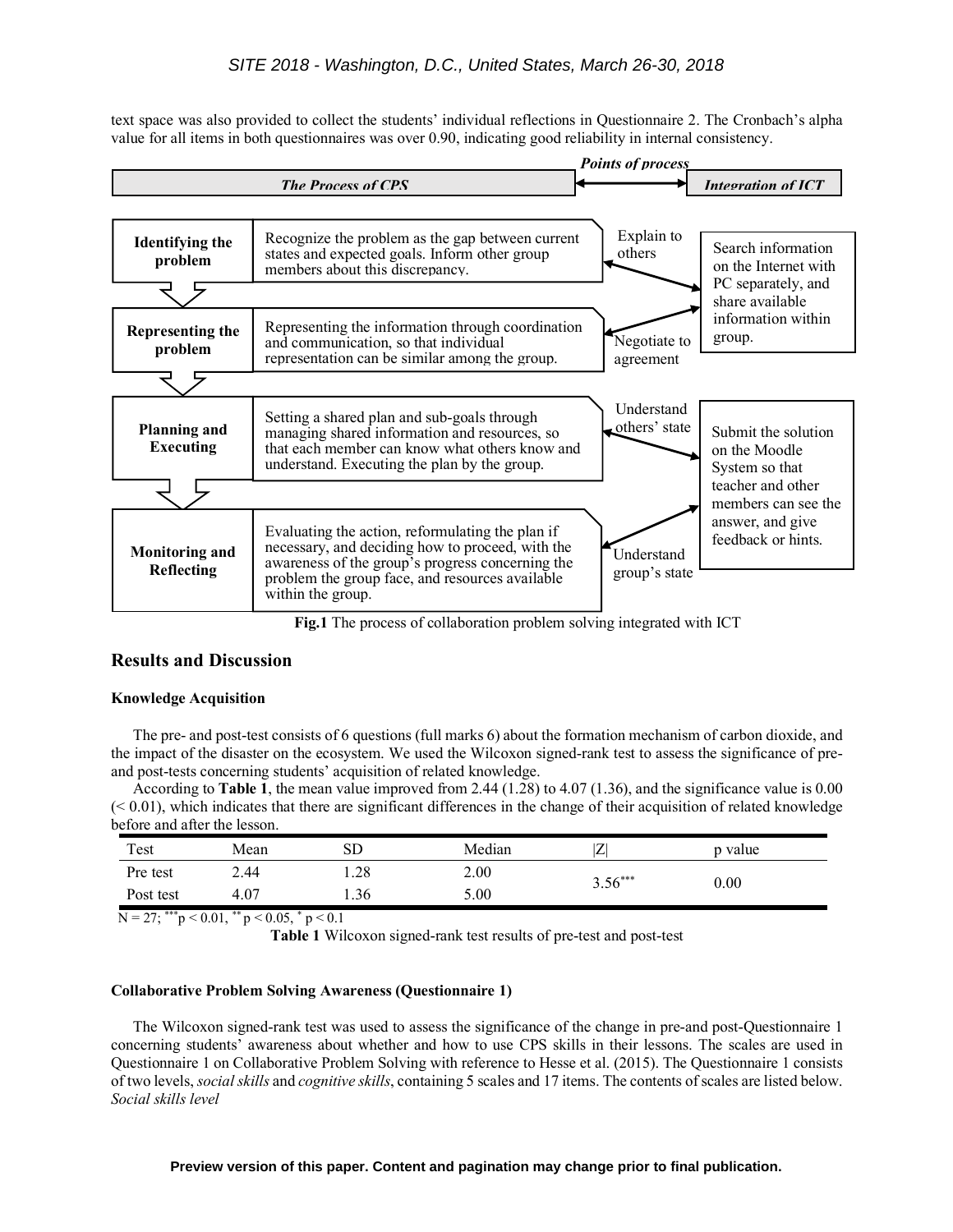text space was also provided to collect the students' individual reflections in Questionnaire 2. The Cronbach's alpha value for all items in both questionnaires was over 0.90, indicating good reliability in internal consistency.

*Points of process*

*The Process of CPS*

*Integration of ICT*

**Identifying the problem**

Recognize the problem as the gap between current states and expected goals. Inform other group members about this discrepancy.

Explain to others

Search information on the Internet with PC separately, and share available information within group.

**Representing the problem**

Representing the information through coordination and communication, so that individual representation can be similar among the group.

Negotiate to agreement

**Planning and Executing**

Setting a shared plan and sub-goals through managing shared information and resources, so that each member can know what others know and understand. Executing the plan by the group.

Understand others' state

Submit the solution on the Moodle System so that teacher and other members can see the answer, and give feedback or hints.

**Monitoring and Reflecting**

Evaluating the action, reformulating the plan if necessary, and deciding how to proceed, with the awareness of the group's progress concerning the problem the group face, and resources available within the group.

Understand group's state

**Fig.1** The process of collaboration problem solving integrated with ICT

## Results and Discussion

### Knowledge Acquisition

The pre- and post-test consists of 6 questions (full marks 6) about the formation mechanism of carbon dioxide, and the impact of the disaster on the ecosystem. We used the Wilcoxon signed-rank test to assess the significance of pre- and post-tests concerning students' acquisition of related knowledge.

According to **Table 1**, the mean value improved from 2.44 (1.28) to 4.07 (1.36), and the significance value is 0.00 (< 0.01), which indicates that there are significant differences in the change of their acquisition of related knowledge before and after the lesson.

| Test | Mean | SD | Median | \|Z\| | p value |
|---|---|---|---|---|---|
| Pre test | 2.44 | 1.28 | 2.00 | $3.56^{***}$ | 0.00 |
| Post test | 4.07 | 1.36 | 5.00 | | |

N = 27; $^{***}p < 0.01$, $^{**}p < 0.05$, $^{*}p < 0.1$

**Table 1** Wilcoxon signed-rank test results of pre-test and post-test

### Collaborative Problem Solving Awareness (Questionnaire 1)

The Wilcoxon signed-rank test was used to assess the significance of the change in pre-and post-Questionnaire 1 concerning students' awareness about whether and how to use CPS skills in their lessons. The scales are used in Questionnaire 1 on Collaborative Problem Solving with reference to Hesse et al. (2015). The Questionnaire 1 consists of two levels, *social skills* and *cognitive skills*, containing 5 scales and 17 items. The contents of scales are listed below.

*Social skills level*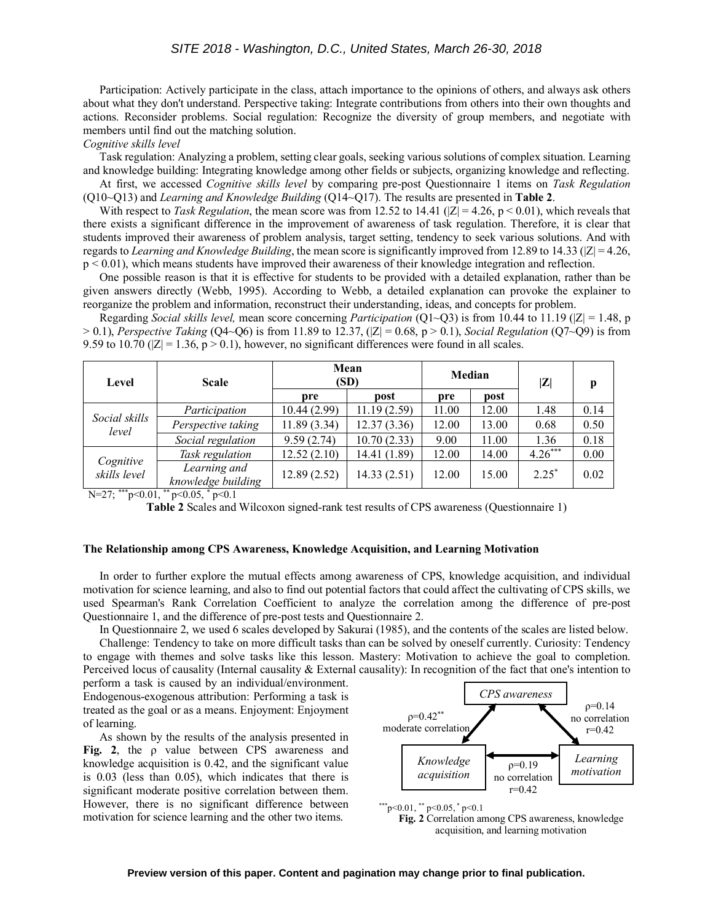Participation: Actively participate in the class, attach importance to the opinions of others, and always ask others about what they don't understand. Perspective taking: Integrate contributions from others into their own thoughts and actions. Reconsider problems. Social regulation: Recognize the diversity of group members, and negotiate with members until find out the matching solution.

*Cognitive skills level*

Task regulation: Analyzing a problem, setting clear goals, seeking various solutions of complex situation. Learning and knowledge building: Integrating knowledge among other fields or subjects, organizing knowledge and reflecting.

At first, we accessed *Cognitive skills level* by comparing pre-post Questionnaire 1 items on *Task Regulation* (Q10~Q13) and *Learning and Knowledge Building* (Q14~Q17). The results are presented in **Table 2**.

With respect to *Task Regulation*, the mean score was from 12.52 to 14.41 ($|Z| = 4.26$, $p < 0.01$), which reveals that there exists a significant difference in the improvement of awareness of task regulation. Therefore, it is clear that students improved their awareness of problem analysis, target setting, tendency to seek various solutions. And with regards to *Learning and Knowledge Building*, the mean score is significantly improved from 12.89 to 14.33 ($|Z| = 4.26$, $p < 0.01$), which means students have improved their awareness of their knowledge integration and reflection.

One possible reason is that it is effective for students to be provided with a detailed explanation, rather than be given answers directly (Webb, 1995). According to Webb, a detailed explanation can provoke the explainer to reorganize the problem and information, reconstruct their understanding, ideas, and concepts for problem.

Regarding *Social skills level,* mean score concerning *Participation* (Q1~Q3) is from 10.44 to 11.19 ($|Z| = 1.48$, $p > 0.1$), *Perspective Taking* (Q4~Q6) is from 11.89 to 12.37, ($|Z| = 0.68$, $p > 0.1$), *Social Regulation* (Q7~Q9) is from 9.59 to 10.70 ($|Z| = 1.36$, $p > 0.1$), however, no significant differences were found in all scales.

| Level | Scale | Mean (SD) | | Median | | \|Z\| | p |
|---|---|---|---|---|---|---|---|
| | | pre | post | pre | post | | |
| *Social skills level* | *Participation* | 10.44 (2.99) | 11.19 (2.59) | 11.00 | 12.00 | 1.48 | 0.14 |
| | *Perspective taking* | 11.89 (3.34) | 12.37 (3.36) | 12.00 | 13.00 | 0.68 | 0.50 |
| | *Social regulation* | 9.59 (2.74) | 10.70 (2.33) | 9.00 | 11.00 | 1.36 | 0.18 |
| *Cognitive skills level* | *Task regulation* | 12.52 (2.10) | 14.41 (1.89) | 12.00 | 14.00 | $4.26^{***}$ | 0.00 |
| | *Learning and knowledge building* | 12.89 (2.52) | 14.33 (2.51) | 12.00 | 15.00 | $2.25^{*}$ | 0.02 |

N=27; $^{***}p<0.01$, $^{**}p<0.05$, $^{*}p<0.1$

**Table 2** Scales and Wilcoxon signed-rank test results of CPS awareness (Questionnaire 1)

#### The Relationship among CPS Awareness, Knowledge Acquisition, and Learning Motivation

In order to further explore the mutual effects among awareness of CPS, knowledge acquisition, and individual motivation for science learning, and also to find out potential factors that could affect the cultivating of CPS skills, we used Spearman's Rank Correlation Coefficient to analyze the correlation among the difference of pre-post Questionnaire 1, and the difference of pre-post tests and Questionnaire 2.

In Questionnaire 2, we used 6 scales developed by Sakurai (1985), and the contents of the scales are listed below.

Challenge: Tendency to take on more difficult tasks than can be solved by oneself currently. Curiosity: Tendency to engage with themes and solve tasks like this lesson. Mastery: Motivation to achieve the goal to completion. Perceived locus of causality (Internal causality & External causality): In recognition of the fact that one's intention to perform a task is caused by an individual/environment. Endogenous-exogenous attribution: Performing a task is treated as the goal or as a means. Enjoyment: Enjoyment of learning.

As shown by the results of the analysis presented in **Fig. 2**, the ρ value between CPS awareness and knowledge acquisition is 0.42, and the significant value is 0.03 (less than 0.05), which indicates that there is significant moderate positive correlation between them. However, there is no significant difference between motivation for science learning and the other two items.

CPS awareness

$\rho=0.42^{**}$
moderate correlation

$\rho=0.14$
no correlation
r=0.42

Knowledge acquisition

$\rho=0.19$
no correlation
r=0.42

Learning motivation

$^{***}p<0.01$, $^{**}p<0.05$, $^{*}p<0.1$

**Fig. 2** Correlation among CPS awareness, knowledge acquisition, and learning motivation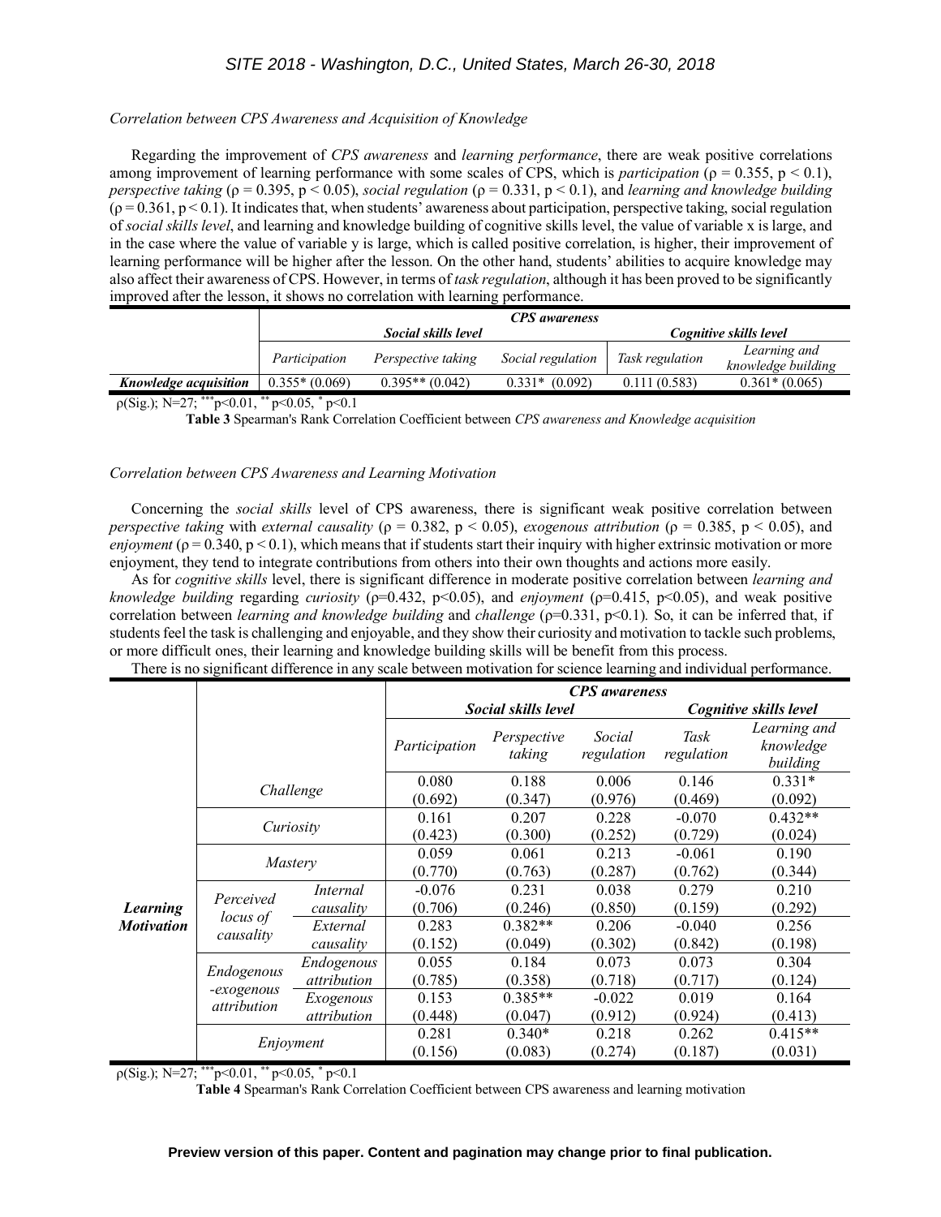*Correlation between CPS Awareness and Acquisition of Knowledge*

Regarding the improvement of *CPS awareness* and *learning performance*, there are weak positive correlations among improvement of learning performance with some scales of CPS, which is *participation* ($\rho = 0.355$, $p < 0.1$), *perspective taking* ($\rho = 0.395$, $p < 0.05$), *social regulation* ($\rho = 0.331$, $p < 0.1$), and *learning and knowledge building* ($\rho = 0.361$, $p < 0.1$). It indicates that, when students' awareness about participation, perspective taking, social regulation of *social skills level*, and learning and knowledge building of cognitive skills level, the value of variable x is large, and in the case where the value of variable y is large, which is called positive correlation, is higher, their improvement of learning performance will be higher after the lesson. On the other hand, students' abilities to acquire knowledge may also affect their awareness of CPS. However, in terms of *task regulation*, although it has been proved to be significantly improved after the lesson, it shows no correlation with learning performance.

| | ***CPS awareness*** | | | | |
|---|---|---|---|---|---|
| | ***Social skills level*** | | | ***Cognitive skills level*** | |
| | *Participation* | *Perspective taking* | *Social regulation* | *Task regulation* | *Learning and knowledge building* |
| ***Knowledge acquisition*** | 0.355* (0.069) | 0.395** (0.042) | 0.331* (0.092) | 0.111 (0.583) | 0.361* (0.065) |

ρ(Sig.); N=27; ***p<0.01, **p<0.05, *p<0.1

**Table 3** Spearman's Rank Correlation Coefficient between *CPS awareness and Knowledge acquisition*

*Correlation between CPS Awareness and Learning Motivation*

Concerning the *social skills* level of CPS awareness, there is significant weak positive correlation between *perspective taking* with *external causality* ($\rho = 0.382$, $p < 0.05$), *exogenous attribution* ($\rho = 0.385$, $p < 0.05$), and *enjoyment* ($\rho = 0.340$, $p < 0.1$), which means that if students start their inquiry with higher extrinsic motivation or more enjoyment, they tend to integrate contributions from others into their own thoughts and actions more easily.

As for *cognitive skills* level, there is significant difference in moderate positive correlation between *learning and knowledge building* regarding *curiosity* ($\rho=0.432$, $p<0.05$), and *enjoyment* ($\rho=0.415$, $p<0.05$), and weak positive correlation between *learning and knowledge building* and *challenge* ($\rho=0.331$, $p<0.1$). So, it can be inferred that, if students feel the task is challenging and enjoyable, and they show their curiosity and motivation to tackle such problems, or more difficult ones, their learning and knowledge building skills will be benefit from this process.

There is no significant difference in any scale between motivation for science learning and individual performance.

| | | | ***CPS awareness*** | | | | |
|---|---|---|---|---|---|---|---|
| | | | ***Social skills level*** | | | ***Cognitive skills level*** | |
| | | | *Participation* | *Perspective taking* | *Social regulation* | *Task regulation* | *Learning and knowledge building* |
| ***Learning Motivation*** | *Challenge* | | 0.080 (0.692) | 0.188 (0.347) | 0.006 (0.976) | 0.146 (0.469) | 0.331* (0.092) |
| | *Curiosity* | | 0.161 (0.423) | 0.207 (0.300) | 0.228 (0.252) | -0.070 (0.729) | 0.432** (0.024) |
| | *Mastery* | | 0.059 (0.770) | 0.061 (0.763) | 0.213 (0.287) | -0.061 (0.762) | 0.190 (0.344) |
| | *Perceived locus of causality* | *Internal causality* | -0.076 (0.706) | 0.231 (0.246) | 0.038 (0.850) | 0.279 (0.159) | 0.210 (0.292) |
| | | *External causality* | 0.283 (0.152) | 0.382** (0.049) | 0.206 (0.302) | -0.040 (0.842) | 0.256 (0.198) |
| | *Endogenous -exogenous attribution* | *Endogenous attribution* | 0.055 (0.785) | 0.184 (0.358) | 0.073 (0.718) | 0.073 (0.717) | 0.304 (0.124) |
| | | *Exogenous attribution* | 0.153 (0.448) | 0.385** (0.047) | -0.022 (0.912) | 0.019 (0.924) | 0.164 (0.413) |
| | *Enjoyment* | | 0.281 (0.156) | 0.340* (0.083) | 0.218 (0.274) | 0.262 (0.187) | 0.415** (0.031) |

ρ(Sig.); N=27; ***p<0.01, **p<0.05, *p<0.1

**Table 4** Spearman's Rank Correlation Coefficient between CPS awareness and learning motivation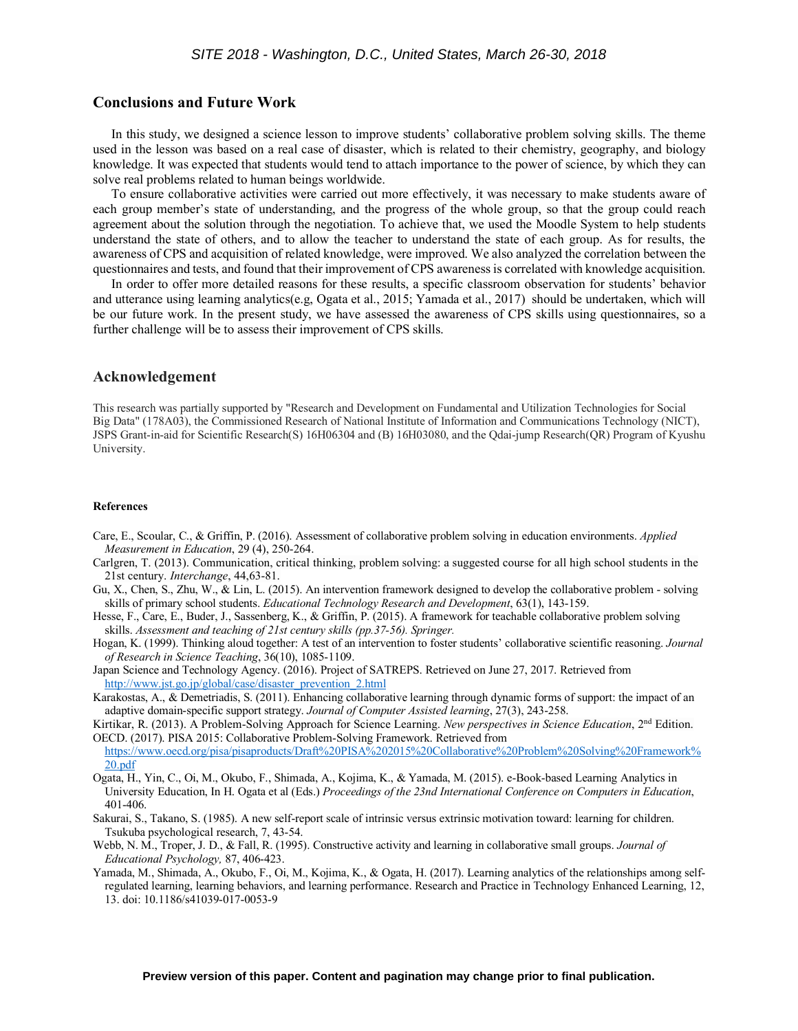## Conclusions and Future Work

In this study, we designed a science lesson to improve students' collaborative problem solving skills. The theme used in the lesson was based on a real case of disaster, which is related to their chemistry, geography, and biology knowledge. It was expected that students would tend to attach importance to the power of science, by which they can solve real problems related to human beings worldwide.

To ensure collaborative activities were carried out more effectively, it was necessary to make students aware of each group member's state of understanding, and the progress of the whole group, so that the group could reach agreement about the solution through the negotiation. To achieve that, we used the Moodle System to help students understand the state of others, and to allow the teacher to understand the state of each group. As for results, the awareness of CPS and acquisition of related knowledge, were improved. We also analyzed the correlation between the questionnaires and tests, and found that their improvement of CPS awareness is correlated with knowledge acquisition.

In order to offer more detailed reasons for these results, a specific classroom observation for students' behavior and utterance using learning analytics(e.g, Ogata et al., 2015; Yamada et al., 2017) should be undertaken, which will be our future work. In the present study, we have assessed the awareness of CPS skills using questionnaires, so a further challenge will be to assess their improvement of CPS skills.

## Acknowledgement

This research was partially supported by "Research and Development on Fundamental and Utilization Technologies for Social Big Data" (178A03), the Commissioned Research of National Institute of Information and Communications Technology (NICT), JSPS Grant-in-aid for Scientific Research(S) 16H06304 and (B) 16H03080, and the Qdai-jump Research(QR) Program of Kyushu University.

**References**

Care, E., Scoular, C., & Griffin, P. (2016). Assessment of collaborative problem solving in education environments. *Applied Measurement in Education*, 29 (4), 250-264.

Carlgren, T. (2013). Communication, critical thinking, problem solving: a suggested course for all high school students in the 21st century. *Interchange*, 44,63-81.

Gu, X., Chen, S., Zhu, W., & Lin, L. (2015). An intervention framework designed to develop the collaborative problem - solving skills of primary school students. *Educational Technology Research and Development*, 63(1), 143-159.

Hesse, F., Care, E., Buder, J., Sassenberg, K., & Griffin, P. (2015). A framework for teachable collaborative problem solving skills. *Assessment and teaching of 21st century skills (pp.37-56). Springer.*

Hogan, K. (1999). Thinking aloud together: A test of an intervention to foster students' collaborative scientific reasoning. *Journal of Research in Science Teaching*, 36(10), 1085-1109.

Japan Science and Technology Agency. (2016). Project of SATREPS. Retrieved on June 27, 2017. Retrieved from http://www.jst.go.jp/global/case/disaster_prevention_2.html

Karakostas, A., & Demetriadis, S. (2011). Enhancing collaborative learning through dynamic forms of support: the impact of an adaptive domain-specific support strategy. *Journal of Computer Assisted learning*, 27(3), 243-258.

Kirtikar, R. (2013). A Problem-Solving Approach for Science Learning. *New perspectives in Science Education*, 2nd Edition.

OECD. (2017). PISA 2015: Collaborative Problem-Solving Framework. Retrieved from https://www.oecd.org/pisa/pisaproducts/Draft%20PISA%202015%20Collaborative%20Problem%20Solving%20Framework%20.pdf

Ogata, H., Yin, C., Oi, M., Okubo, F., Shimada, A., Kojima, K., & Yamada, M. (2015). e-Book-based Learning Analytics in University Education, In H. Ogata et al (Eds.) *Proceedings of the 23nd International Conference on Computers in Education*, 401-406.

Sakurai, S., Takano, S. (1985). A new self-report scale of intrinsic versus extrinsic motivation toward: learning for children. Tsukuba psychological research, 7, 43-54.

Webb, N. M., Troper, J. D., & Fall, R. (1995). Constructive activity and learning in collaborative small groups. *Journal of Educational Psychology,* 87, 406-423.

Yamada, M., Shimada, A., Okubo, F., Oi, M., Kojima, K., & Ogata, H. (2017). Learning analytics of the relationships among self-regulated learning, learning behaviors, and learning performance. Research and Practice in Technology Enhanced Learning, 12, 13. doi: 10.1186/s41039-017-0053-9